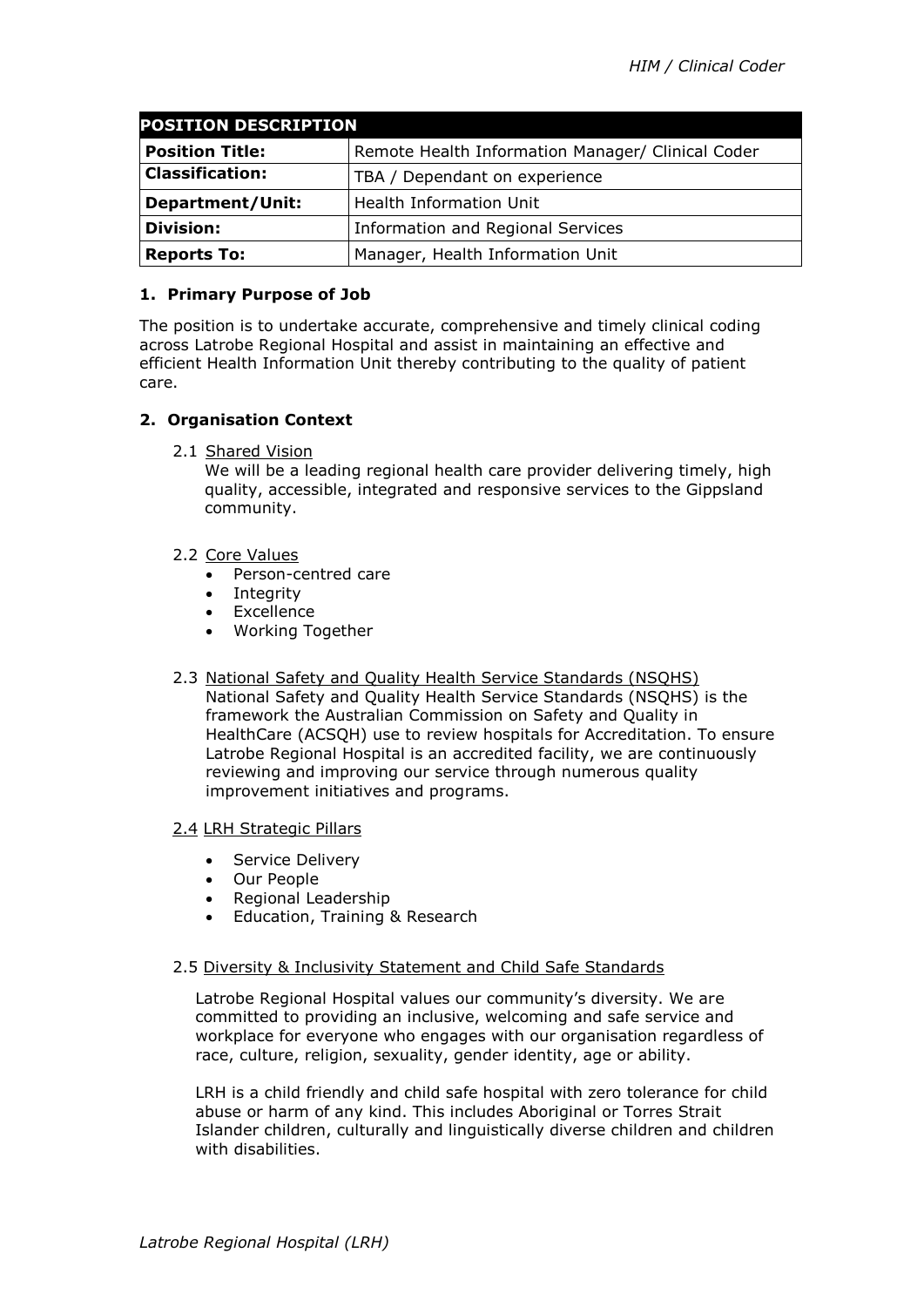| POSITION DESCRIPTION | |
|---|---|
| **Position Title:** | Remote Health Information Manager/ Clinical Coder |
| **Classification:** | TBA / Dependant on experience |
| **Department/Unit:** | Health Information Unit |
| **Division:** | Information and Regional Services |
| **Reports To:** | Manager, Health Information Unit |

## 1. Primary Purpose of Job

The position is to undertake accurate, comprehensive and timely clinical coding across Latrobe Regional Hospital and assist in maintaining an effective and efficient Health Information Unit thereby contributing to the quality of patient care.

## 2. Organisation Context

### 2.1 Shared Vision

We will be a leading regional health care provider delivering timely, high quality, accessible, integrated and responsive services to the Gippsland community.

### 2.2 Core Values

- Person-centred care
- Integrity
- Excellence
- Working Together

### 2.3 National Safety and Quality Health Service Standards (NSQHS)

National Safety and Quality Health Service Standards (NSQHS) is the framework the Australian Commission on Safety and Quality in HealthCare (ACSQH) use to review hospitals for Accreditation. To ensure Latrobe Regional Hospital is an accredited facility, we are continuously reviewing and improving our service through numerous quality improvement initiatives and programs.

### 2.4 LRH Strategic Pillars

- Service Delivery
- Our People
- Regional Leadership
- Education, Training & Research

### 2.5 Diversity & Inclusivity Statement and Child Safe Standards

Latrobe Regional Hospital values our community's diversity. We are committed to providing an inclusive, welcoming and safe service and workplace for everyone who engages with our organisation regardless of race, culture, religion, sexuality, gender identity, age or ability.

LRH is a child friendly and child safe hospital with zero tolerance for child abuse or harm of any kind. This includes Aboriginal or Torres Strait Islander children, culturally and linguistically diverse children and children with disabilities.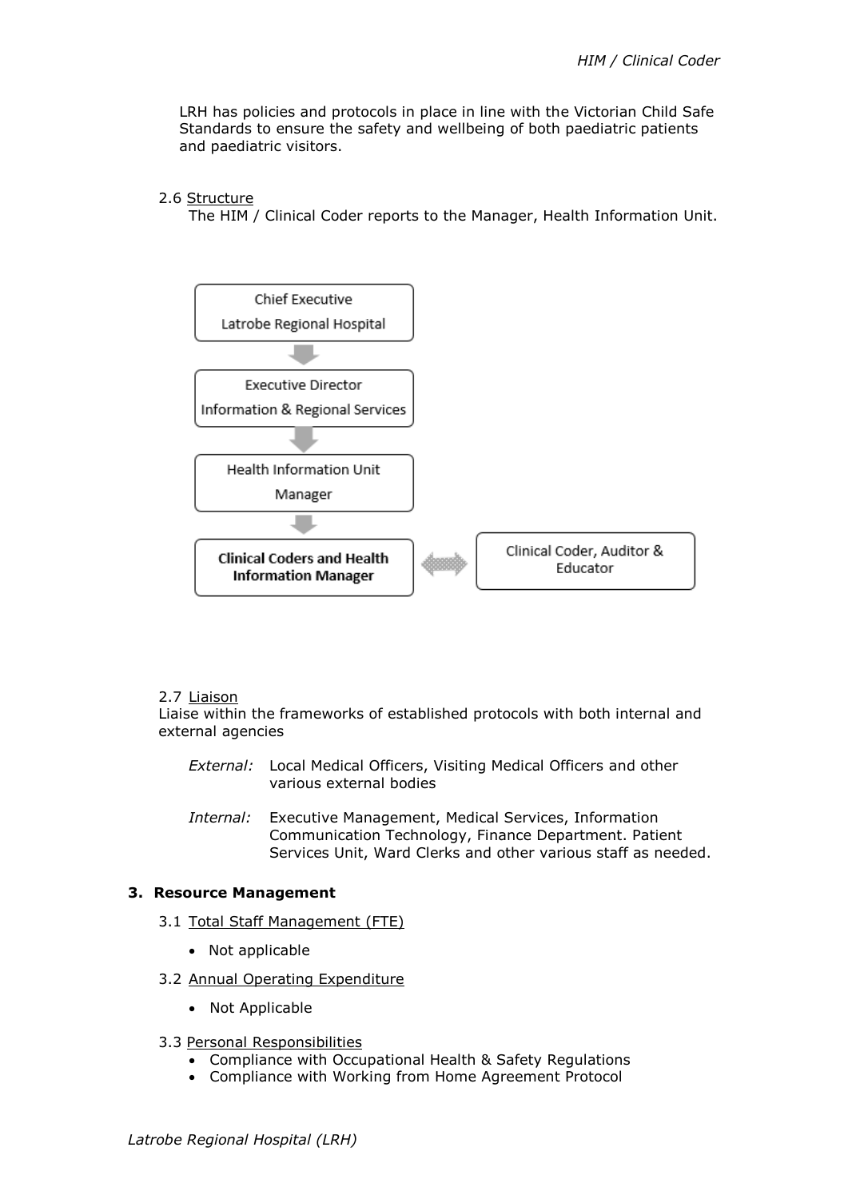LRH has policies and protocols in place in line with the Victorian Child Safe Standards to ensure the safety and wellbeing of both paediatric patients and paediatric visitors.

2.6 Structure

The HIM / Clinical Coder reports to the Manager, Health Information Unit.

Chief Executive
Latrobe Regional Hospital

↓

Executive Director
Information & Regional Services

↓

Health Information Unit
Manager

↓

**Clinical Coders and Health Information Manager** ⟷ Clinical Coder, Auditor & Educator

2.7 Liaison

Liaise within the frameworks of established protocols with both internal and external agencies

*External:* Local Medical Officers, Visiting Medical Officers and other various external bodies

*Internal:* Executive Management, Medical Services, Information Communication Technology, Finance Department. Patient Services Unit, Ward Clerks and other various staff as needed.

## 3. Resource Management

3.1 Total Staff Management (FTE)

- Not applicable

3.2 Annual Operating Expenditure

- Not Applicable

3.3 Personal Responsibilities

- Compliance with Occupational Health & Safety Regulations
- Compliance with Working from Home Agreement Protocol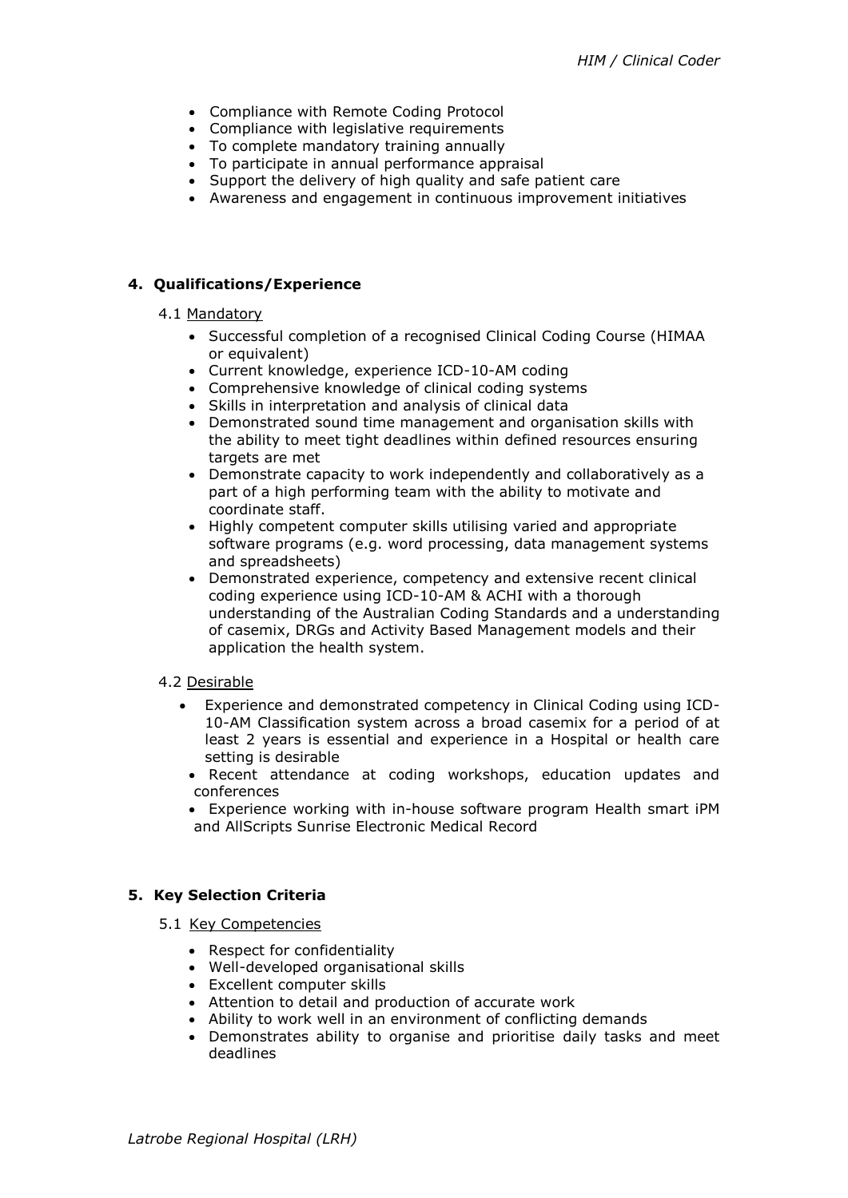- Compliance with Remote Coding Protocol
- Compliance with legislative requirements
- To complete mandatory training annually
- To participate in annual performance appraisal
- Support the delivery of high quality and safe patient care
- Awareness and engagement in continuous improvement initiatives

## 4. Qualifications/Experience

### 4.1 Mandatory

- Successful completion of a recognised Clinical Coding Course (HIMAA or equivalent)
- Current knowledge, experience ICD-10-AM coding
- Comprehensive knowledge of clinical coding systems
- Skills in interpretation and analysis of clinical data
- Demonstrated sound time management and organisation skills with the ability to meet tight deadlines within defined resources ensuring targets are met
- Demonstrate capacity to work independently and collaboratively as a part of a high performing team with the ability to motivate and coordinate staff.
- Highly competent computer skills utilising varied and appropriate software programs (e.g. word processing, data management systems and spreadsheets)
- Demonstrated experience, competency and extensive recent clinical coding experience using ICD-10-AM & ACHI with a thorough understanding of the Australian Coding Standards and a understanding of casemix, DRGs and Activity Based Management models and their application the health system.

### 4.2 Desirable

- Experience and demonstrated competency in Clinical Coding using ICD-10-AM Classification system across a broad casemix for a period of at least 2 years is essential and experience in a Hospital or health care setting is desirable
- Recent attendance at coding workshops, education updates and conferences
- Experience working with in-house software program Health smart iPM and AllScripts Sunrise Electronic Medical Record

## 5. Key Selection Criteria

### 5.1 Key Competencies

- Respect for confidentiality
- Well-developed organisational skills
- Excellent computer skills
- Attention to detail and production of accurate work
- Ability to work well in an environment of conflicting demands
- Demonstrates ability to organise and prioritise daily tasks and meet deadlines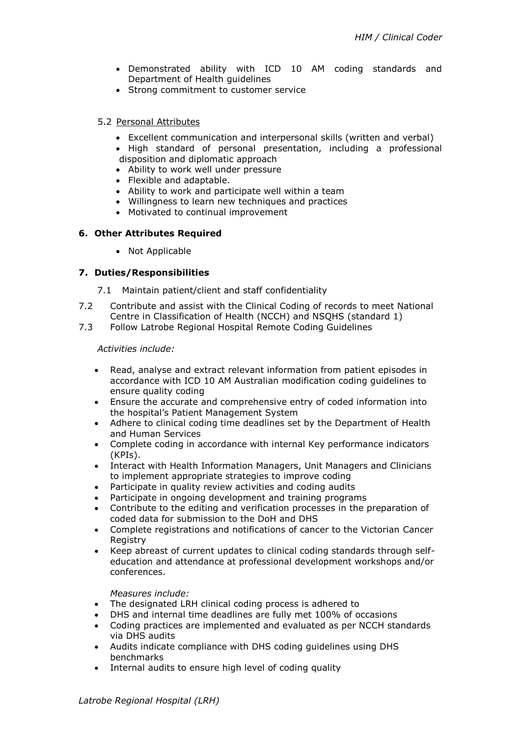- Demonstrated ability with ICD 10 AM coding standards and Department of Health guidelines
- Strong commitment to customer service

5.2 Personal Attributes

- Excellent communication and interpersonal skills (written and verbal)
- High standard of personal presentation, including a professional disposition and diplomatic approach
- Ability to work well under pressure
- Flexible and adaptable.
- Ability to work and participate well within a team
- Willingness to learn new techniques and practices
- Motivated to continual improvement

## 6. Other Attributes Required

- Not Applicable

## 7. Duties/Responsibilities

7.1 Maintain patient/client and staff confidentiality

7.2 Contribute and assist with the Clinical Coding of records to meet National Centre in Classification of Health (NCCH) and NSQHS (standard 1)

7.3 Follow Latrobe Regional Hospital Remote Coding Guidelines

*Activities include:*

- Read, analyse and extract relevant information from patient episodes in accordance with ICD 10 AM Australian modification coding guidelines to ensure quality coding
- Ensure the accurate and comprehensive entry of coded information into the hospital's Patient Management System
- Adhere to clinical coding time deadlines set by the Department of Health and Human Services
- Complete coding in accordance with internal Key performance indicators (KPIs).
- Interact with Health Information Managers, Unit Managers and Clinicians to implement appropriate strategies to improve coding
- Participate in quality review activities and coding audits
- Participate in ongoing development and training programs
- Contribute to the editing and verification processes in the preparation of coded data for submission to the DoH and DHS
- Complete registrations and notifications of cancer to the Victorian Cancer Registry
- Keep abreast of current updates to clinical coding standards through self-education and attendance at professional development workshops and/or conferences.

*Measures include:*

- The designated LRH clinical coding process is adhered to
- DHS and internal time deadlines are fully met 100% of occasions
- Coding practices are implemented and evaluated as per NCCH standards via DHS audits
- Audits indicate compliance with DHS coding guidelines using DHS benchmarks
- Internal audits to ensure high level of coding quality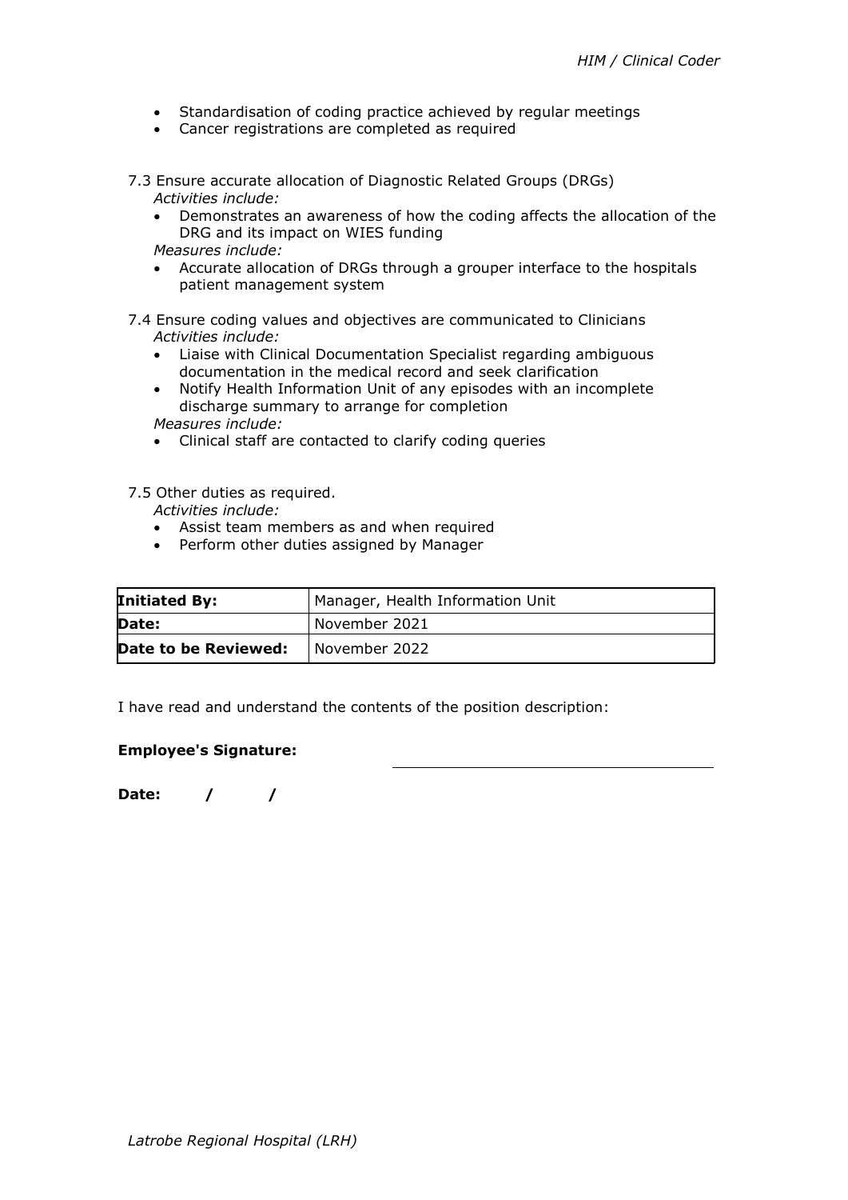- Standardisation of coding practice achieved by regular meetings
- Cancer registrations are completed as required

7.3 Ensure accurate allocation of Diagnostic Related Groups (DRGs)
*Activities include:*

- Demonstrates an awareness of how the coding affects the allocation of the DRG and its impact on WIES funding

*Measures include:*

- Accurate allocation of DRGs through a grouper interface to the hospitals patient management system

7.4 Ensure coding values and objectives are communicated to Clinicians
*Activities include:*

- Liaise with Clinical Documentation Specialist regarding ambiguous documentation in the medical record and seek clarification
- Notify Health Information Unit of any episodes with an incomplete discharge summary to arrange for completion

*Measures include:*

- Clinical staff are contacted to clarify coding queries

7.5 Other duties as required.
*Activities include:*

- Assist team members as and when required
- Perform other duties assigned by Manager

| | |
|---|---|
| **Initiated By:** | Manager, Health Information Unit |
| **Date:** | November 2021 |
| **Date to be Reviewed:** | November 2022 |

I have read and understand the contents of the position description:

**Employee's Signature:** ________________________________

**Date:** / /